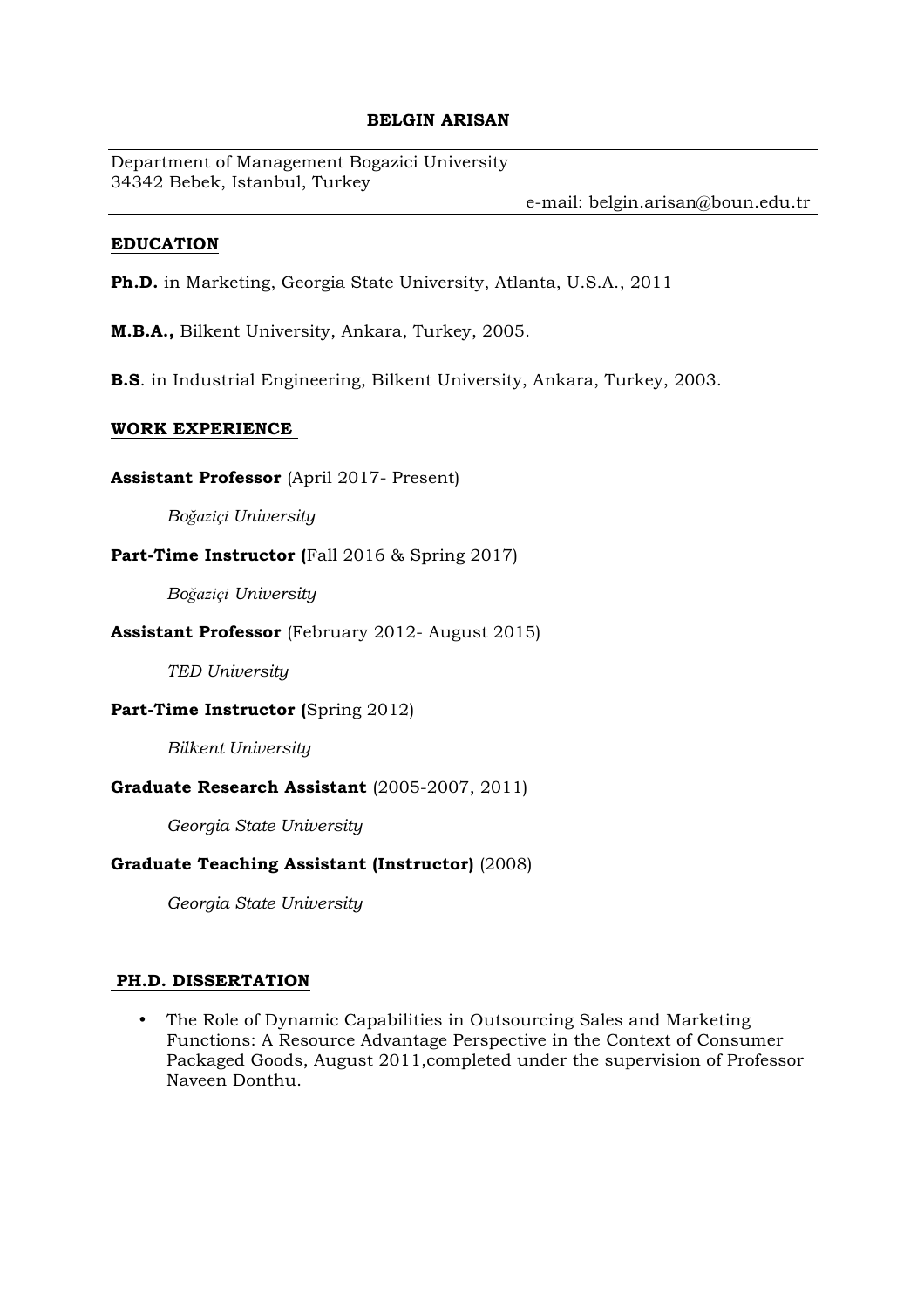# BELGIN ARISAN

Department of Management Bogazici University
34342 Bebek, Istanbul, Turkey

e-mail: belgin.arisan@boun.edu.tr

## EDUCATION

**Ph.D.** in Marketing, Georgia State University, Atlanta, U.S.A., 2011

**M.B.A.,** Bilkent University, Ankara, Turkey, 2005.

**B.S**. in Industrial Engineering, Bilkent University, Ankara, Turkey, 2003.

## WORK EXPERIENCE

**Assistant Professor** (April 2017- Present)

*Boğaziçi University*

**Part-Time Instructor (**Fall 2016 & Spring 2017)

*Boğaziçi University*

**Assistant Professor** (February 2012- August 2015)

*TED University*

**Part-Time Instructor (**Spring 2012)

*Bilkent University*

**Graduate Research Assistant** (2005-2007, 2011)

*Georgia State University*

**Graduate Teaching Assistant (Instructor)** (2008)

*Georgia State University*

## PH.D. DISSERTATION

- The Role of Dynamic Capabilities in Outsourcing Sales and Marketing Functions: A Resource Advantage Perspective in the Context of Consumer Packaged Goods, August 2011,completed under the supervision of Professor Naveen Donthu.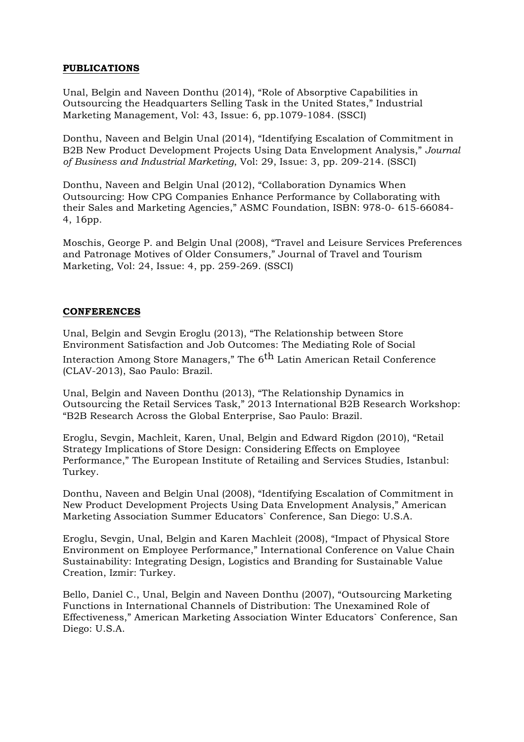**PUBLICATIONS**

Unal, Belgin and Naveen Donthu (2014), "Role of Absorptive Capabilities in Outsourcing the Headquarters Selling Task in the United States," Industrial Marketing Management, Vol: 43, Issue: 6, pp.1079-1084. (SSCI)

Donthu, Naveen and Belgin Unal (2014), "Identifying Escalation of Commitment in B2B New Product Development Projects Using Data Envelopment Analysis," *Journal of Business and Industrial Marketing*, Vol: 29, Issue: 3, pp. 209-214. (SSCI)

Donthu, Naveen and Belgin Unal (2012), "Collaboration Dynamics When Outsourcing: How CPG Companies Enhance Performance by Collaborating with their Sales and Marketing Agencies," ASMC Foundation, ISBN: 978-0- 615-66084-4, 16pp.

Moschis, George P. and Belgin Unal (2008), "Travel and Leisure Services Preferences and Patronage Motives of Older Consumers," Journal of Travel and Tourism Marketing, Vol: 24, Issue: 4, pp. 259-269. (SSCI)

**CONFERENCES**

Unal, Belgin and Sevgin Eroglu (2013), "The Relationship between Store Environment Satisfaction and Job Outcomes: The Mediating Role of Social Interaction Among Store Managers," The 6th Latin American Retail Conference (CLAV-2013), Sao Paulo: Brazil.

Unal, Belgin and Naveen Donthu (2013), "The Relationship Dynamics in Outsourcing the Retail Services Task," 2013 International B2B Research Workshop: "B2B Research Across the Global Enterprise, Sao Paulo: Brazil.

Eroglu, Sevgin, Machleit, Karen, Unal, Belgin and Edward Rigdon (2010), "Retail Strategy Implications of Store Design: Considering Effects on Employee Performance," The European Institute of Retailing and Services Studies, Istanbul: Turkey.

Donthu, Naveen and Belgin Unal (2008), "Identifying Escalation of Commitment in New Product Development Projects Using Data Envelopment Analysis," American Marketing Association Summer Educators` Conference, San Diego: U.S.A.

Eroglu, Sevgin, Unal, Belgin and Karen Machleit (2008), "Impact of Physical Store Environment on Employee Performance," International Conference on Value Chain Sustainability: Integrating Design, Logistics and Branding for Sustainable Value Creation, Izmir: Turkey.

Bello, Daniel C., Unal, Belgin and Naveen Donthu (2007), "Outsourcing Marketing Functions in International Channels of Distribution: The Unexamined Role of Effectiveness," American Marketing Association Winter Educators` Conference, San Diego: U.S.A.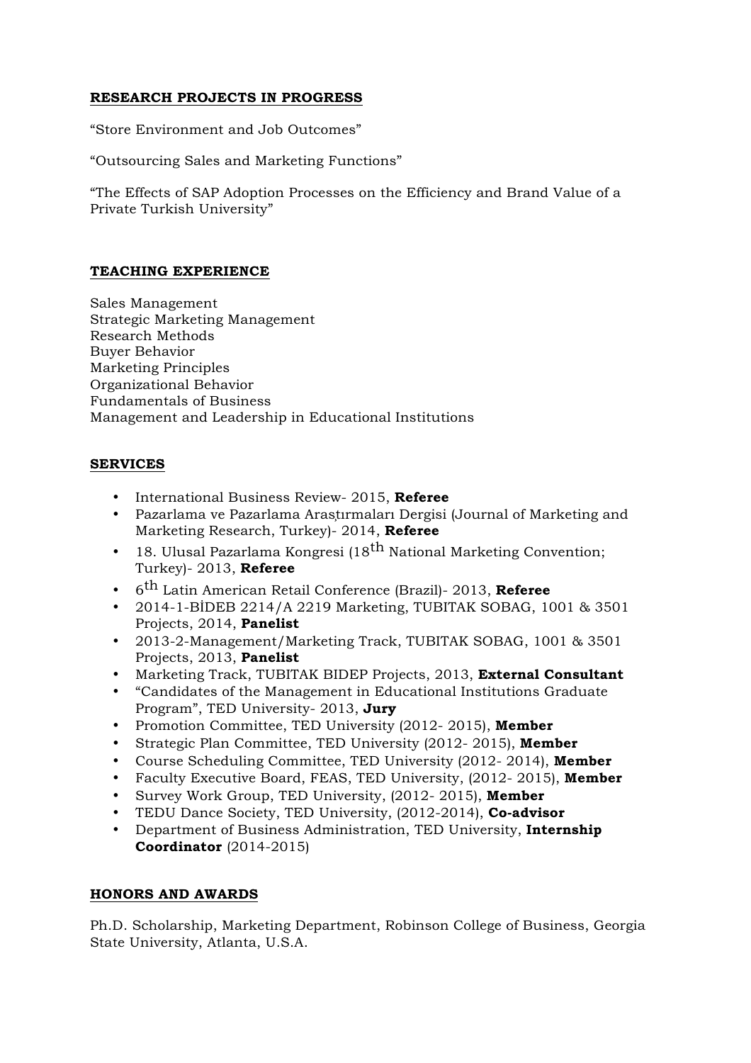## RESEARCH PROJECTS IN PROGRESS

"Store Environment and Job Outcomes"

"Outsourcing Sales and Marketing Functions"

"The Effects of SAP Adoption Processes on the Efficiency and Brand Value of a Private Turkish University"

## TEACHING EXPERIENCE

Sales Management
Strategic Marketing Management
Research Methods
Buyer Behavior
Marketing Principles
Organizational Behavior
Fundamentals of Business
Management and Leadership in Educational Institutions

## SERVICES

- International Business Review- 2015, **Referee**
- Pazarlama ve Pazarlama Araştırmaları Dergisi (Journal of Marketing and Marketing Research, Turkey)- 2014, **Referee**
- 18. Ulusal Pazarlama Kongresi (18th National Marketing Convention; Turkey)- 2013, **Referee**
- 6th Latin American Retail Conference (Brazil)- 2013, **Referee**
- 2014-1-BİDEB 2214/A 2219 Marketing, TUBITAK SOBAG, 1001 & 3501 Projects, 2014, **Panelist**
- 2013-2-Management/Marketing Track, TUBITAK SOBAG, 1001 & 3501 Projects, 2013, **Panelist**
- Marketing Track, TUBITAK BIDEP Projects, 2013, **External Consultant**
- "Candidates of the Management in Educational Institutions Graduate Program", TED University- 2013, **Jury**
- Promotion Committee, TED University (2012- 2015), **Member**
- Strategic Plan Committee, TED University (2012- 2015), **Member**
- Course Scheduling Committee, TED University (2012- 2014), **Member**
- Faculty Executive Board, FEAS, TED University, (2012- 2015), **Member**
- Survey Work Group, TED University, (2012- 2015), **Member**
- TEDU Dance Society, TED University, (2012-2014), **Co-advisor**
- Department of Business Administration, TED University, **Internship Coordinator** (2014-2015)

## HONORS AND AWARDS

Ph.D. Scholarship, Marketing Department, Robinson College of Business, Georgia State University, Atlanta, U.S.A.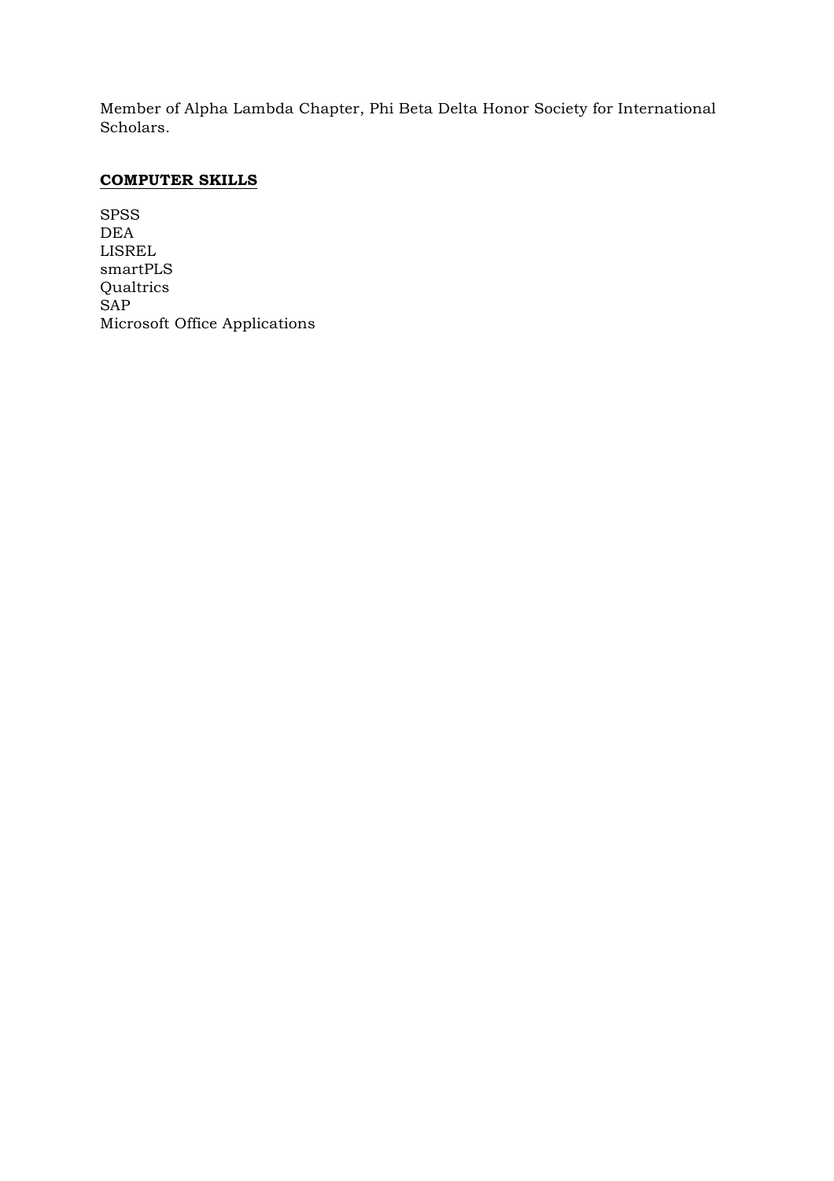Member of Alpha Lambda Chapter, Phi Beta Delta Honor Society for International Scholars.

## COMPUTER SKILLS

SPSS
DEA
LISREL
smartPLS
Qualtrics
SAP
Microsoft Office Applications